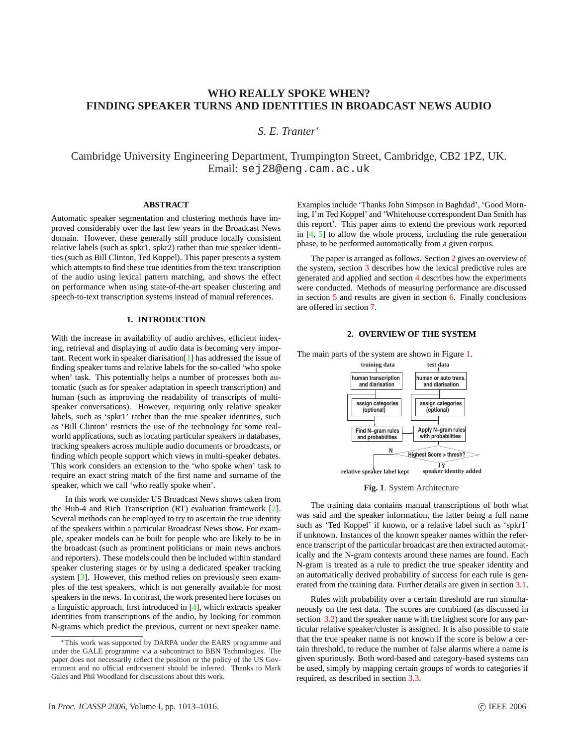# WHO REALLY SPOKE WHEN? FINDING SPEAKER TURNS AND IDENTITIES IN BROADCAST NEWS AUDIO

*S. E. Tranter*[*]

Cambridge University Engineering Department, Trumpington Street, Cambridge, CB2 1PZ, UK.
Email: sej28@eng.cam.ac.uk

## ABSTRACT

Automatic speaker segmentation and clustering methods have improved considerably over the last few years in the Broadcast News domain. However, these generally still produce locally consistent relative labels (such as spkr1, spkr2) rather than true speaker identities (such as Bill Clinton, Ted Koppel). This paper presents a system which attempts to find these true identities from the text transcription of the audio using lexical pattern matching, and shows the effect on performance when using state-of-the-art speaker clustering and speech-to-text transcription systems instead of manual references.

## 1. INTRODUCTION

With the increase in availability of audio archives, efficient indexing, retrieval and displaying of audio data is becoming very important. Recent work in speaker diarisation[1] has addressed the issue of finding speaker turns and relative labels for the so-called 'who spoke when' task. This potentially helps a number of processes both automatic (such as for speaker adaptation in speech transcription) and human (such as improving the readability of transcripts of multi-speaker conversations). However, requiring only relative speaker labels, such as 'spkr1' rather than the true speaker identities, such as 'Bill Clinton' restricts the use of the technology for some real-world applications, such as locating particular speakers in databases, tracking speakers across multiple audio documents or broadcasts, or finding which people support which views in multi-speaker debates. This work considers an extension to the 'who spoke when' task to require an exact string match of the first name and surname of the speaker, which we call 'who really spoke when'.

In this work we consider US Broadcast News shows taken from the Hub-4 and Rich Transcription (RT) evaluation framework [2]. Several methods can be employed to try to ascertain the true identity of the speakers within a particular Broadcast News show. For example, speaker models can be built for people who are likely to be in the broadcast (such as prominent politicians or main news anchors and reporters). These models could then be included within standard speaker clustering stages or by using a dedicated speaker tracking system [3]. However, this method relies on previously seen examples of the test speakers, which is not generally available for most speakers in the news. In contrast, the work presented here focuses on a linguistic approach, first introduced in [4], which extracts speaker identities from transcriptions of the audio, by looking for common N-grams which predict the previous, current or next speaker name. Examples include 'Thanks John Simpson in Baghdad', 'Good Morning, I'm Ted Koppel' and 'Whitehouse correspondent Dan Smith has this report'. This paper aims to extend the previous work reported in [4, 5] to allow the whole process, including the rule generation phase, to be performed automatically from a given corpus.

The paper is arranged as follows. Section 2 gives an overview of the system, section 3 describes how the lexical predictive rules are generated and applied and section 4 describes how the experiments were conducted. Methods of measuring performance are discussed in section 5 and results are given in section 6. Finally conclusions are offered in section 7.

[*]This work was supported by DARPA under the EARS programme and under the GALE programme via a subcontract to BBN Technologies. The paper does not necessarily reflect the position or the policy of the US Government and no official endorsement should be inferred. Thanks to Mark Gales and Phil Woodland for discussions about this work.

## 2. OVERVIEW OF THE SYSTEM

The main parts of the system are shown in Figure 1.

**Fig. 1**. System Architecture

The training data contains manual transcriptions of both what was said and the speaker information, the latter being a full name such as 'Ted Koppel' if known, or a relative label such as 'spkr1' if unknown. Instances of the known speaker names within the reference transcript of the particular broadcast are then extracted automatically and the N-gram contexts around these names are found. Each N-gram is treated as a rule to predict the true speaker identity and an automatically derived probability of success for each rule is generated from the training data. Further details are given in section 3.1.

Rules with probability over a certain threshold are run simultaneously on the test data. The scores are combined (as discussed in section 3.2) and the speaker name with the highest score for any particular relative speaker/cluster is assigned. It is also possible to state that the true speaker name is not known if the score is below a certain threshold, to reduce the number of false alarms where a name is given spuriously. Both word-based and category-based systems can be used, simply by mapping certain groups of words to categories if required, as described in section 3.3.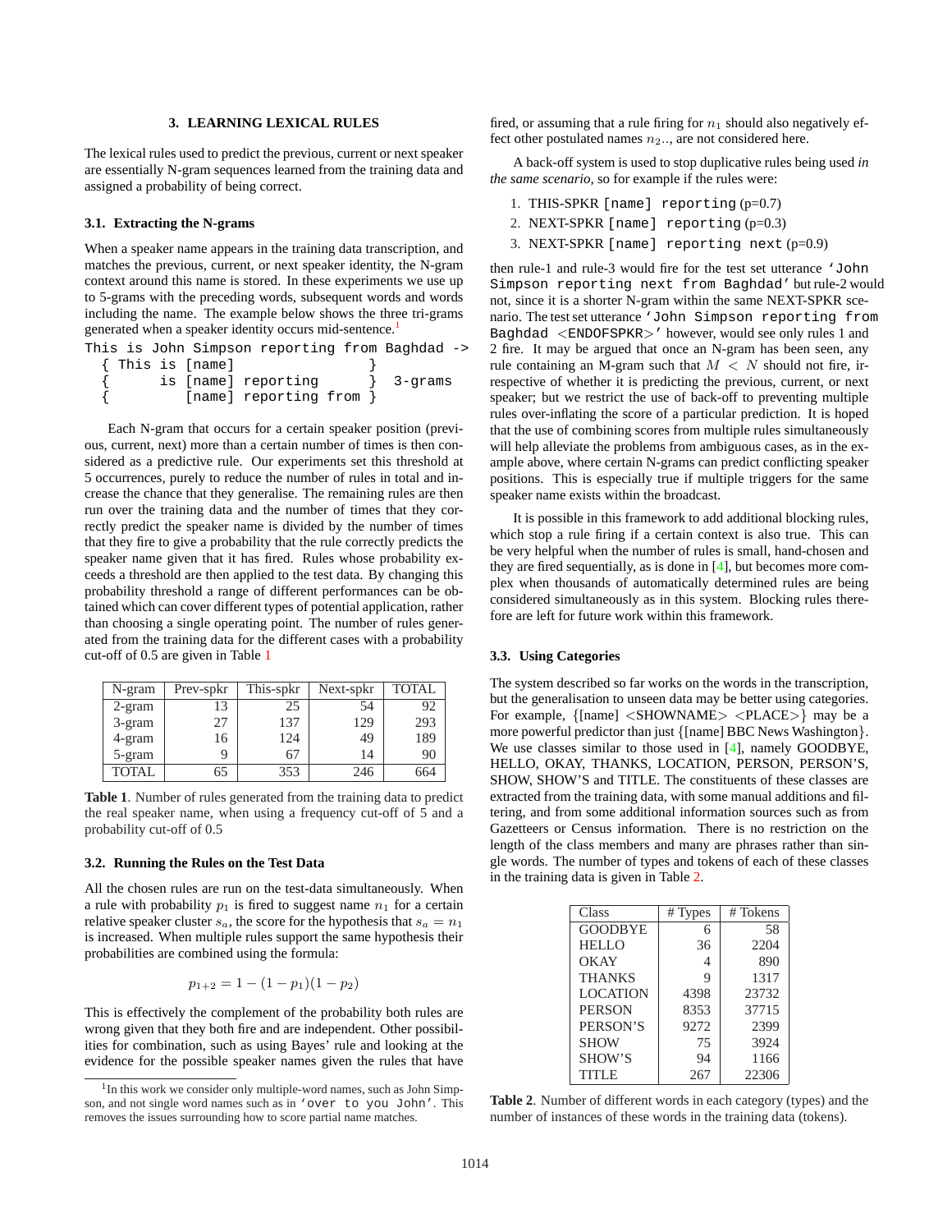## 3. LEARNING LEXICAL RULES

The lexical rules used to predict the previous, current or next speaker are essentially N-gram sequences learned from the training data and assigned a probability of being correct.

### 3.1. Extracting the N-grams

When a speaker name appears in the training data transcription, and matches the previous, current, or next speaker identity, the N-gram context around this name is stored. In these experiments we use up to 5-grams with the preceding words, subsequent words and words including the name. The example below shows the three tri-grams generated when a speaker identity occurs mid-sentence.[1]

```
This is John Simpson reporting from Baghdad ->
  { This is [name]                }
  {      is [name] reporting      }  3-grams
  {         [name] reporting from }
```

Each N-gram that occurs for a certain speaker position (previous, current, next) more than a certain number of times is then considered as a predictive rule. Our experiments set this threshold at 5 occurrences, purely to reduce the number of rules in total and increase the chance that they generalise. The remaining rules are then run over the training data and the number of times that they correctly predict the speaker name is divided by the number of times that they fire to give a probability that the rule correctly predicts the speaker name given that it has fired. Rules whose probability exceeds a threshold are then applied to the test data. By changing this probability threshold a range of different performances can be obtained which can cover different types of potential application, rather than choosing a single operating point. The number of rules generated from the training data for the different cases with a probability cut-off of 0.5 are given in Table 1

| N-gram | Prev-spkr | This-spkr | Next-spkr | TOTAL |
|---|---|---|---|---|
| 2-gram | 13 | 25 | 54 | 92 |
| 3-gram | 27 | 137 | 129 | 293 |
| 4-gram | 16 | 124 | 49 | 189 |
| 5-gram | 9 | 67 | 14 | 90 |
| TOTAL | 65 | 353 | 246 | 664 |

**Table 1**. Number of rules generated from the training data to predict the real speaker name, when using a frequency cut-off of 5 and a probability cut-off of 0.5

### 3.2. Running the Rules on the Test Data

All the chosen rules are run on the test-data simultaneously. When a rule with probability $p_1$ is fired to suggest name $n_1$ for a certain relative speaker cluster $s_a$, the score for the hypothesis that $s_a = n_1$ is increased. When multiple rules support the same hypothesis their probabilities are combined using the formula:

$$p_{1+2} = 1 - (1 - p_1)(1 - p_2)$$

This is effectively the complement of the probability both rules are wrong given that they both fire and are independent. Other possibilities for combination, such as using Bayes' rule and looking at the evidence for the possible speaker names given the rules that have fired, or assuming that a rule firing for $n_1$ should also negatively effect other postulated names $n_2$.., are not considered here.

A back-off system is used to stop duplicative rules being used *in the same scenario*, so for example if the rules were:

1. THIS-SPKR `[name] reporting` (p=0.7)
2. NEXT-SPKR `[name] reporting` (p=0.3)
3. NEXT-SPKR `[name] reporting next` (p=0.9)

then rule-1 and rule-3 would fire for the test set utterance `'John Simpson reporting next from Baghdad'` but rule-2 would not, since it is a shorter N-gram within the same NEXT-SPKR scenario. The test set utterance `'John Simpson reporting from Baghdad <ENDOFSPKR>'` however, would see only rules 1 and 2 fire. It may be argued that once an N-gram has been seen, any rule containing an M-gram such that $M < N$ should not fire, irrespective of whether it is predicting the previous, current, or next speaker; but we restrict the use of back-off to preventing multiple rules over-inflating the score of a particular prediction. It is hoped that the use of combining scores from multiple rules simultaneously will help alleviate the problems from ambiguous cases, as in the example above, where certain N-grams can predict conflicting speaker positions. This is especially true if multiple triggers for the same speaker name exists within the broadcast.

It is possible in this framework to add additional blocking rules, which stop a rule firing if a certain context is also true. This can be very helpful when the number of rules is small, hand-chosen and they are fired sequentially, as is done in [4], but becomes more complex when thousands of automatically determined rules are being considered simultaneously as in this system. Blocking rules therefore are left for future work within this framework.

### 3.3. Using Categories

The system described so far works on the words in the transcription, but the generalisation to unseen data may be better using categories. For example, {[name] <SHOWNAME> <PLACE>} may be a more powerful predictor than just {[name] BBC News Washington}. We use classes similar to those used in [4], namely GOODBYE, HELLO, OKAY, THANKS, LOCATION, PERSON, PERSON'S, SHOW, SHOW'S and TITLE. The constituents of these classes are extracted from the training data, with some manual additions and filtering, and from some additional information sources such as from Gazetteers or Census information. There is no restriction on the length of the class members and many are phrases rather than single words. The number of types and tokens of each of these classes in the training data is given in Table 2.

| Class | # Types | # Tokens |
|---|---|---|
| GOODBYE | 6 | 58 |
| HELLO | 36 | 2204 |
| OKAY | 4 | 890 |
| THANKS | 9 | 1317 |
| LOCATION | 4398 | 23732 |
| PERSON | 8353 | 37715 |
| PERSON'S | 9272 | 2399 |
| SHOW | 75 | 3924 |
| SHOW'S | 94 | 1166 |
| TITLE | 267 | 22306 |

**Table 2**. Number of different words in each category (types) and the number of instances of these words in the training data (tokens).

[1] In this work we consider only multiple-word names, such as John Simpson, and not single word names such as in `'over to you John'`. This removes the issues surrounding how to score partial name matches.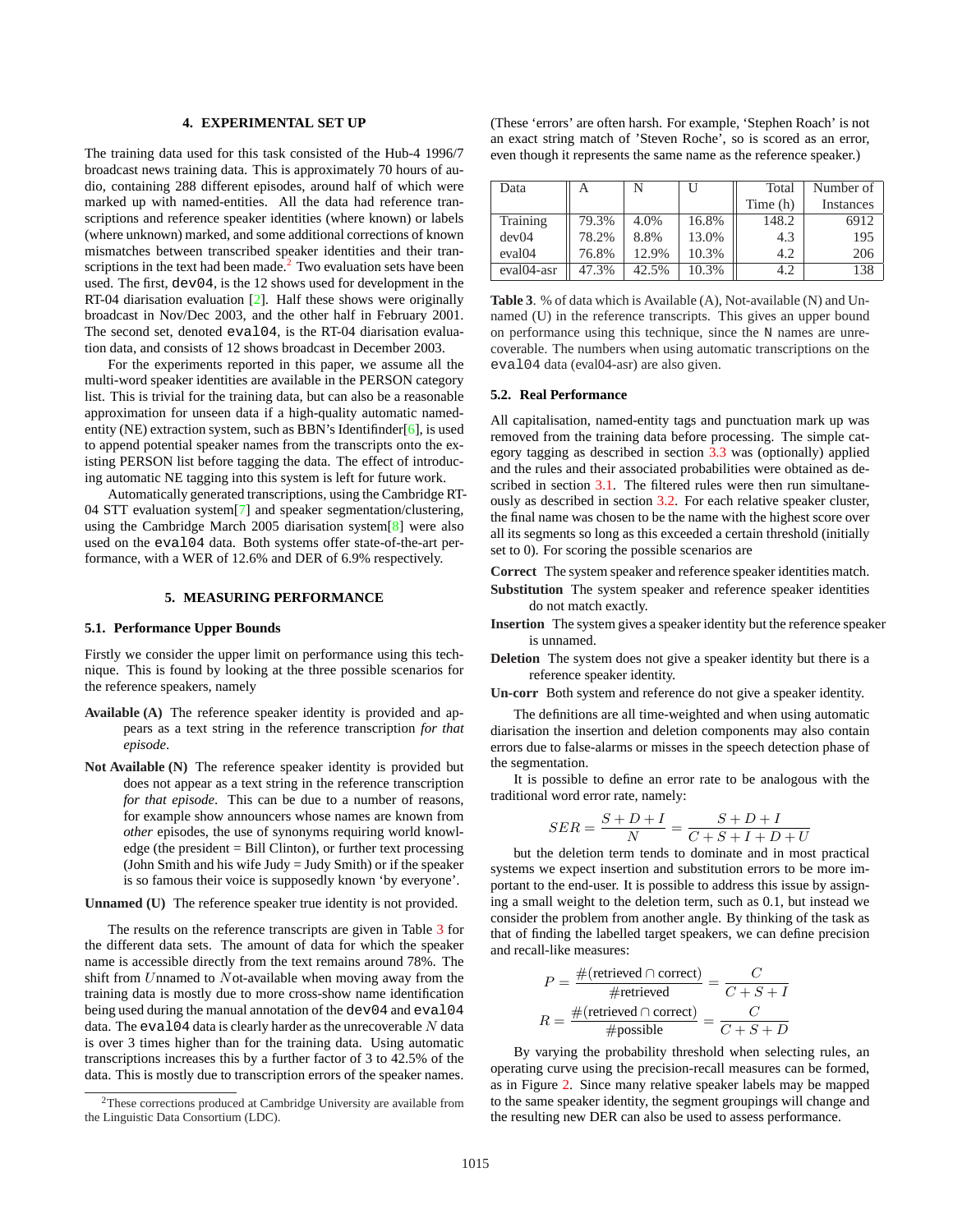## 4. EXPERIMENTAL SET UP

The training data used for this task consisted of the Hub-4 1996/7 broadcast news training data. This is approximately 70 hours of audio, containing 288 different episodes, around half of which were marked up with named-entities. All the data had reference transcriptions and reference speaker identities (where known) or labels (where unknown) marked, and some additional corrections of known mismatches between transcribed speaker identities and their transcriptions in the text had been made.[2] Two evaluation sets have been used. The first, `dev04`, is the 12 shows used for development in the RT-04 diarisation evaluation [2]. Half these shows were originally broadcast in Nov/Dec 2003, and the other half in February 2001. The second set, denoted `eval04`, is the RT-04 diarisation evaluation data, and consists of 12 shows broadcast in December 2003.

For the experiments reported in this paper, we assume all the multi-word speaker identities are available in the PERSON category list. This is trivial for the training data, but can also be a reasonable approximation for unseen data if a high-quality automatic named-entity (NE) extraction system, such as BBN's Identifinder[6], is used to append potential speaker names from the transcripts onto the existing PERSON list before tagging the data. The effect of introducing automatic NE tagging into this system is left for future work.

Automatically generated transcriptions, using the Cambridge RT-04 STT evaluation system[7] and speaker segmentation/clustering, using the Cambridge March 2005 diarisation system[8] were also used on the `eval04` data. Both systems offer state-of-the-art performance, with a WER of 12.6% and DER of 6.9% respectively.

## 5. MEASURING PERFORMANCE

### 5.1. Performance Upper Bounds

Firstly we consider the upper limit on performance using this technique. This is found by looking at the three possible scenarios for the reference speakers, namely

**Available (A)** The reference speaker identity is provided and appears as a text string in the reference transcription *for that episode*.

**Not Available (N)** The reference speaker identity is provided but does not appear as a text string in the reference transcription *for that episode*. This can be due to a number of reasons, for example show announcers whose names are known from *other* episodes, the use of synonyms requiring world knowledge (the president = Bill Clinton), or further text processing (John Smith and his wife Judy = Judy Smith) or if the speaker is so famous their voice is supposedly known 'by everyone'.

**Unnamed (U)** The reference speaker true identity is not provided.

The results on the reference transcripts are given in Table 3 for the different data sets. The amount of data for which the speaker name is accessible directly from the text remains around 78%. The shift from $U$nnamed to $N$ot-available when moving away from the training data is mostly due to more cross-show name identification being used during the manual annotation of the `dev04` and `eval04` data. The `eval04` data is clearly harder as the unrecoverable $N$ data is over 3 times higher than for the training data. Using automatic transcriptions increases this by a further factor of 3 to 42.5% of the data. This is mostly due to transcription errors of the speaker names. (These 'errors' are often harsh. For example, 'Stephen Roach' is not an exact string match of 'Steven Roche', so is scored as an error, even though it represents the same name as the reference speaker.)

[2]These corrections produced at Cambridge University are available from the Linguistic Data Consortium (LDC).

| Data | A | N | U | Total Time (h) | Number of Instances |
|---|---|---|---|---|---|
| Training | 79.3% | 4.0% | 16.8% | 148.2 | 6912 |
| dev04 | 78.2% | 8.8% | 13.0% | 4.3 | 195 |
| eval04 | 76.8% | 12.9% | 10.3% | 4.2 | 206 |
| eval04-asr | 47.3% | 42.5% | 10.3% | 4.2 | 138 |

**Table 3**. % of data which is Available (A), Not-available (N) and Unnamed (U) in the reference transcripts. This gives an upper bound on performance using this technique, since the N names are unrecoverable. The numbers when using automatic transcriptions on the `eval04` data (eval04-asr) are also given.

### 5.2. Real Performance

All capitalisation, named-entity tags and punctuation mark up was removed from the training data before processing. The simple category tagging as described in section 3.3 was (optionally) applied and the rules and their associated probabilities were obtained as described in section 3.1. The filtered rules were then run simultaneously as described in section 3.2. For each relative speaker cluster, the final name was chosen to be the name with the highest score over all its segments so long as this exceeded a certain threshold (initially set to 0). For scoring the possible scenarios are

**Correct** The system speaker and reference speaker identities match.

**Substitution** The system speaker and reference speaker identities do not match exactly.

**Insertion** The system gives a speaker identity but the reference speaker is unnamed.

**Deletion** The system does not give a speaker identity but there is a reference speaker identity.

**Un-corr** Both system and reference do not give a speaker identity.

The definitions are all time-weighted and when using automatic diarisation the insertion and deletion components may also contain errors due to false-alarms or misses in the speech detection phase of the segmentation.

It is possible to define an error rate to be analogous with the traditional word error rate, namely:

$$SER = \frac{S + D + I}{N} = \frac{S + D + I}{C + S + I + D + U}$$

but the deletion term tends to dominate and in most practical systems we expect insertion and substitution errors to be more important to the end-user. It is possible to address this issue by assigning a small weight to the deletion term, such as 0.1, but instead we consider the problem from another angle. By thinking of the task as that of finding the labelled target speakers, we can define precision and recall-like measures:

$$P = \frac{\#(\text{retrieved} \cap \text{correct})}{\#\text{retrieved}} = \frac{C}{C + S + I}$$

$$R = \frac{\#(\text{retrieved} \cap \text{correct})}{\#\text{possible}} = \frac{C}{C + S + D}$$

By varying the probability threshold when selecting rules, an operating curve using the precision-recall measures can be formed, as in Figure 2. Since many relative speaker labels may be mapped to the same speaker identity, the segment groupings will change and the resulting new DER can also be used to assess performance.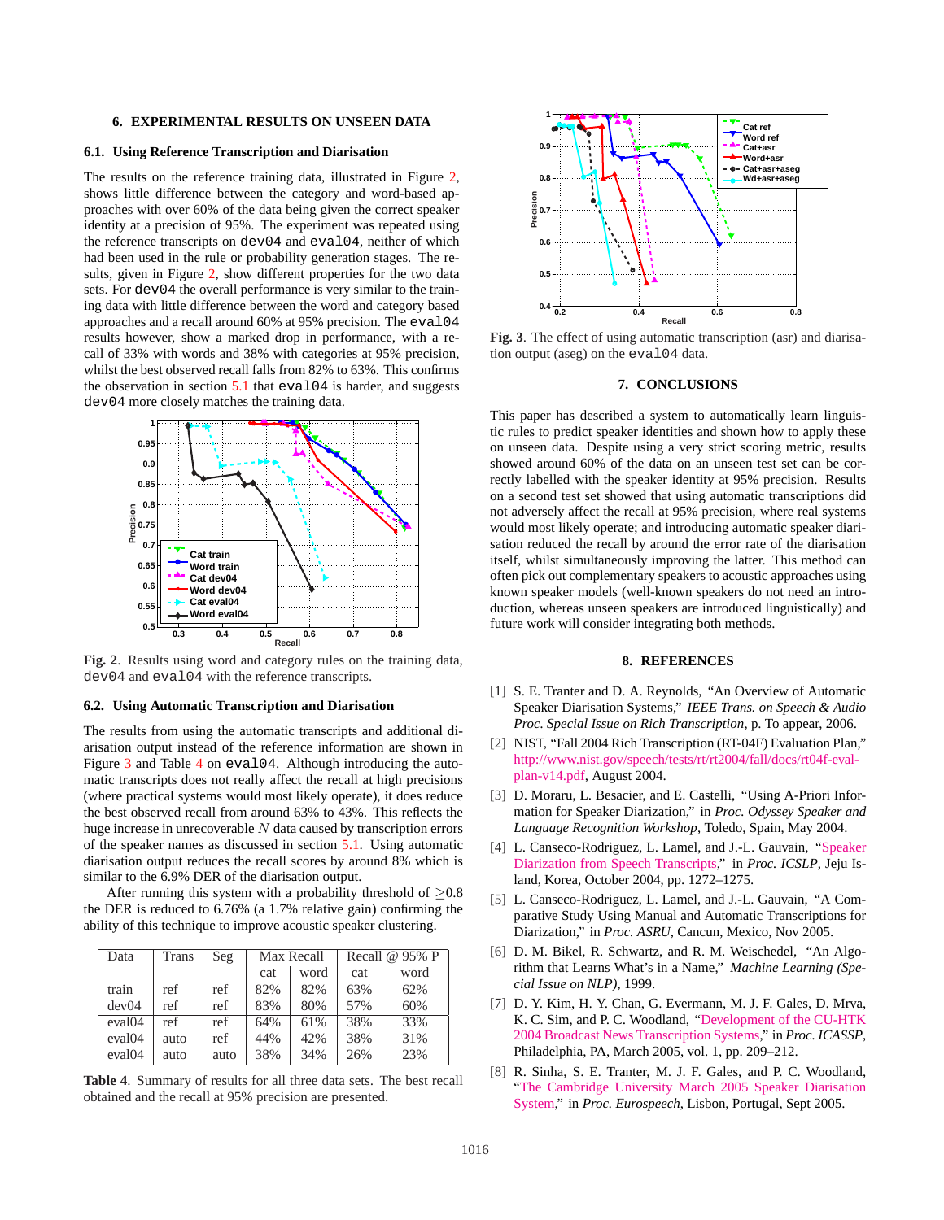## 6. EXPERIMENTAL RESULTS ON UNSEEN DATA

### 6.1. Using Reference Transcription and Diarisation

The results on the reference training data, illustrated in Figure 2, shows little difference between the category and word-based approaches with over 60% of the data being given the correct speaker identity at a precision of 95%. The experiment was repeated using the reference transcripts on `dev04` and `eval04`, neither of which had been used in the rule or probability generation stages. The results, given in Figure 2, show different properties for the two data sets. For `dev04` the overall performance is very similar to the training data with little difference between the word and category based approaches and a recall around 60% at 95% precision. The `eval04` results however, show a marked drop in performance, with a recall of 33% with words and 38% with categories at 95% precision, whilst the best observed recall falls from 82% to 63%. This confirms the observation in section 5.1 that `eval04` is harder, and suggests `dev04` more closely matches the training data.

Precision
Recall
1
0.95
0.9
0.85
0.8
0.75
0.7
0.65
0.6
0.55
0.5
0.3
0.4
0.5
0.6
0.7
0.8
Cat train
Word train
Cat dev04
Word dev04
Cat eval04
Word eval04

**Fig. 2**. Results using word and category rules on the training data, `dev04` and `eval04` with the reference transcripts.

### 6.2. Using Automatic Transcription and Diarisation

The results from using the automatic transcripts and additional diarisation output instead of the reference information are shown in Figure 3 and Table 4 on `eval04`. Although introducing the automatic transcripts does not really affect the recall at high precisions (where practical systems would most likely operate), it does reduce the best observed recall from around 63% to 43%. This reflects the huge increase in unrecoverable $N$ data caused by transcription errors of the speaker names as discussed in section 5.1. Using automatic diarisation output reduces the recall scores by around 8% which is similar to the 6.9% DER of the diarisation output.

After running this system with a probability threshold of $\geq$0.8 the DER is reduced to 6.76% (a 1.7% relative gain) confirming the ability of this technique to improve acoustic speaker clustering.

| Data | Trans | Seg | Max Recall | | Recall @ 95% P | |
|---|---|---|---|---|---|---|
| | | | cat | word | cat | word |
| train | ref | ref | 82% | 82% | 63% | 62% |
| dev04 | ref | ref | 83% | 80% | 57% | 60% |
| eval04 | ref | ref | 64% | 61% | 38% | 33% |
| eval04 | auto | ref | 44% | 42% | 38% | 31% |
| eval04 | auto | auto | 38% | 34% | 26% | 23% |

**Table 4**. Summary of results for all three data sets. The best recall obtained and the recall at 95% precision are presented.

Precision
Recall
1
0.9
0.8
0.7
0.6
0.5
0.4
0.2
0.4
0.6
0.8
Cat ref
Word ref
Cat+asr
Word+asr
Cat+asr+aseg
Wd+asr+aseg

**Fig. 3**. The effect of using automatic transcription (asr) and diarisation output (aseg) on the `eval04` data.

## 7. CONCLUSIONS

This paper has described a system to automatically learn linguistic rules to predict speaker identities and shown how to apply these on unseen data. Despite using a very strict scoring metric, results showed around 60% of the data on an unseen test set can be correctly labelled with the speaker identity at 95% precision. Results on a second test set showed that using automatic transcriptions did not adversely affect the recall at 95% precision, where real systems would most likely operate; and introducing automatic speaker diarisation reduced the recall by around the error rate of the diarisation itself, whilst simultaneously improving the latter. This method can often pick out complementary speakers to acoustic approaches using known speaker models (well-known speakers do not need an introduction, whereas unseen speakers are introduced linguistically) and future work will consider integrating both methods.

## 8. REFERENCES

[1] S. E. Tranter and D. A. Reynolds, "An Overview of Automatic Speaker Diarisation Systems," *IEEE Trans. on Speech & Audio Proc. Special Issue on Rich Transcription*, p. To appear, 2006.

[2] NIST, "Fall 2004 Rich Transcription (RT-04F) Evaluation Plan," http://www.nist.gov/speech/tests/rt/rt2004/fall/docs/rt04f-eval-plan-v14.pdf, August 2004.

[3] D. Moraru, L. Besacier, and E. Castelli, "Using A-Priori Information for Speaker Diarization," in *Proc. Odyssey Speaker and Language Recognition Workshop*, Toledo, Spain, May 2004.

[4] L. Canseco-Rodriguez, L. Lamel, and J.-L. Gauvain, "Speaker Diarization from Speech Transcripts," in *Proc. ICSLP*, Jeju Island, Korea, October 2004, pp. 1272–1275.

[5] L. Canseco-Rodriguez, L. Lamel, and J.-L. Gauvain, "A Comparative Study Using Manual and Automatic Transcriptions for Diarization," in *Proc. ASRU*, Cancun, Mexico, Nov 2005.

[6] D. M. Bikel, R. Schwartz, and R. M. Weischedel, "An Algorithm that Learns What's in a Name," *Machine Learning (Special Issue on NLP)*, 1999.

[7] D. Y. Kim, H. Y. Chan, G. Evermann, M. J. F. Gales, D. Mrva, K. C. Sim, and P. C. Woodland, "Development of the CU-HTK 2004 Broadcast News Transcription Systems," in *Proc. ICASSP*, Philadelphia, PA, March 2005, vol. 1, pp. 209–212.

[8] R. Sinha, S. E. Tranter, M. J. F. Gales, and P. C. Woodland, "The Cambridge University March 2005 Speaker Diarisation System," in *Proc. Eurospeech*, Lisbon, Portugal, Sept 2005.